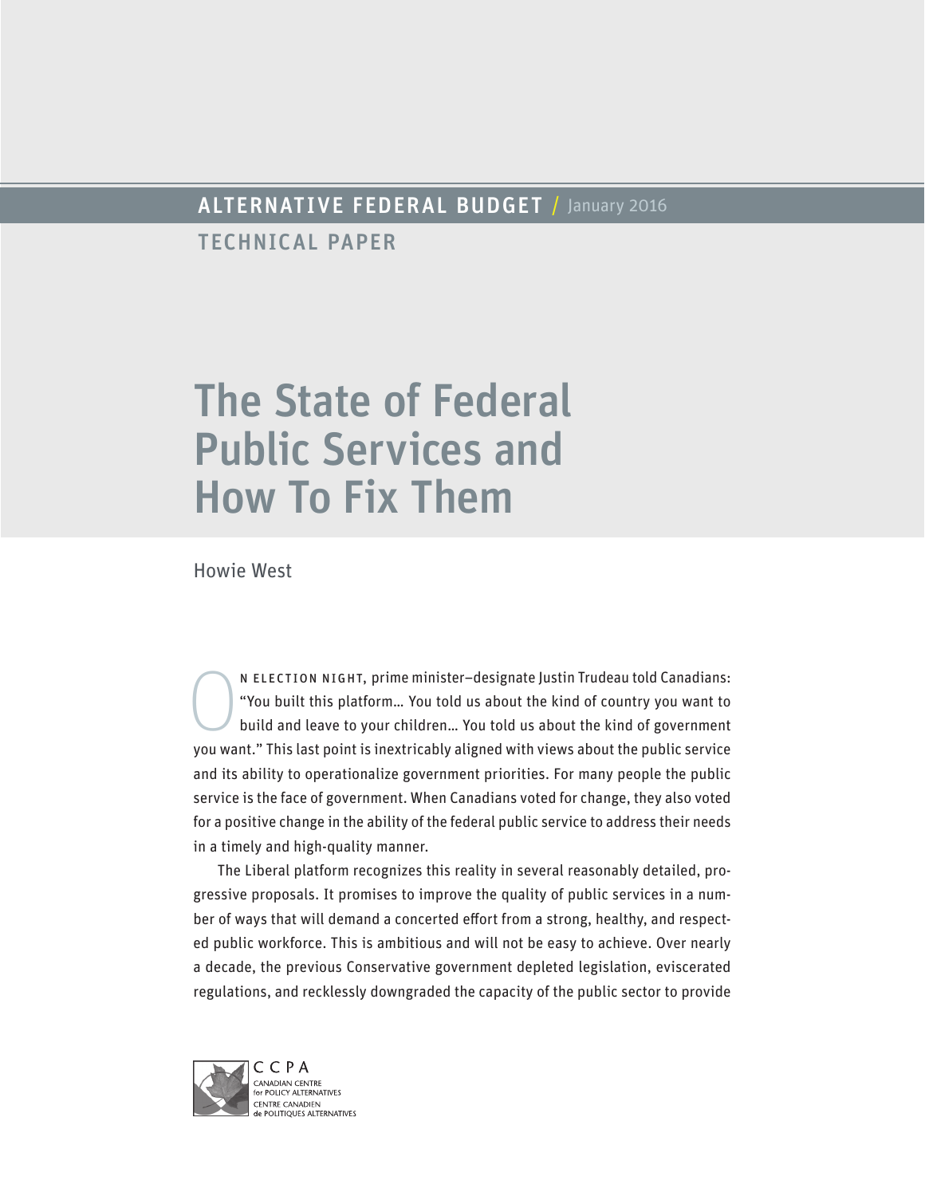ALTERNATIVE FEDERAL BUDGET / January 2016

TECHNICAL PAPER

# The State of Federal Public Services and How To Fix Them

Howie West

On election night, prime minister–designate Justin Trudeau told Canadians: "You built this platform… You told us about the kind of country you want to build and leave to your children… You told us about the kind of government you want." This last point is inextricably aligned with views about the public service and its ability to operationalize government priorities. For many people the public service is the face of government. When Canadians voted for change, they also voted for a positive change in the ability of the federal public service to address their needs in a timely and high-quality manner.

The Liberal platform recognizes this reality in several reasonably detailed, progressive proposals. It promises to improve the quality of public services in a number of ways that will demand a concerted effort from a strong, healthy, and respected public workforce. This is ambitious and will not be easy to achieve. Over nearly a decade, the previous Conservative government depleted legislation, eviscerated regulations, and recklessly downgraded the capacity of the public sector to provide

CCPA
CANADIAN CENTRE for POLICY ALTERNATIVES
CENTRE CANADIEN de POLITIQUES ALTERNATIVES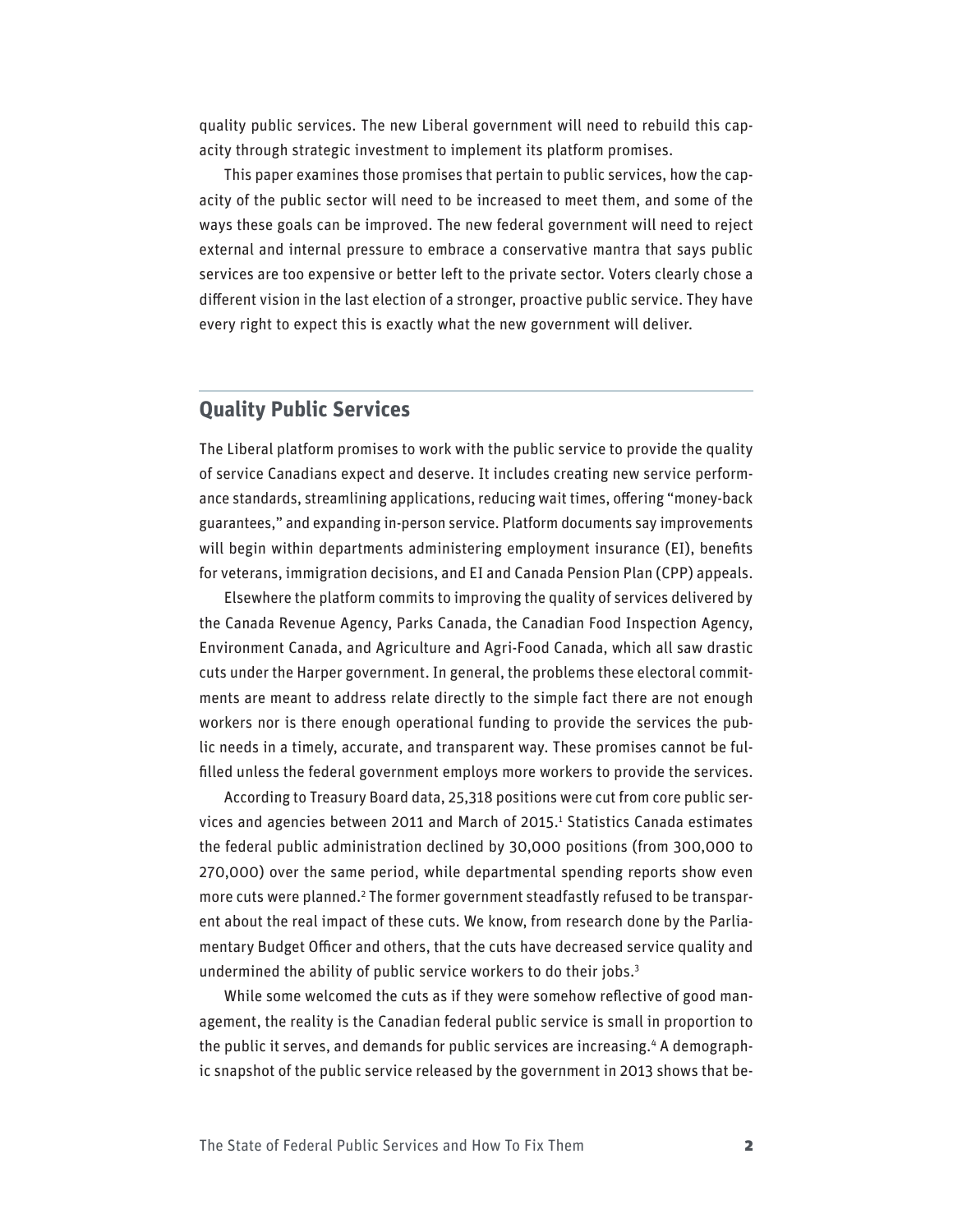quality public services. The new Liberal government will need to rebuild this capacity through strategic investment to implement its platform promises.

This paper examines those promises that pertain to public services, how the capacity of the public sector will need to be increased to meet them, and some of the ways these goals can be improved. The new federal government will need to reject external and internal pressure to embrace a conservative mantra that says public services are too expensive or better left to the private sector. Voters clearly chose a different vision in the last election of a stronger, proactive public service. They have every right to expect this is exactly what the new government will deliver.

## Quality Public Services

The Liberal platform promises to work with the public service to provide the quality of service Canadians expect and deserve. It includes creating new service performance standards, streamlining applications, reducing wait times, offering "money-back guarantees," and expanding in-person service. Platform documents say improvements will begin within departments administering employment insurance (EI), benefits for veterans, immigration decisions, and EI and Canada Pension Plan (CPP) appeals.

Elsewhere the platform commits to improving the quality of services delivered by the Canada Revenue Agency, Parks Canada, the Canadian Food Inspection Agency, Environment Canada, and Agriculture and Agri-Food Canada, which all saw drastic cuts under the Harper government. In general, the problems these electoral commitments are meant to address relate directly to the simple fact there are not enough workers nor is there enough operational funding to provide the services the public needs in a timely, accurate, and transparent way. These promises cannot be fulfilled unless the federal government employs more workers to provide the services.

According to Treasury Board data, 25,318 positions were cut from core public services and agencies between 2011 and March of 2015.[1] Statistics Canada estimates the federal public administration declined by 30,000 positions (from 300,000 to 270,000) over the same period, while departmental spending reports show even more cuts were planned.[2] The former government steadfastly refused to be transparent about the real impact of these cuts. We know, from research done by the Parliamentary Budget Officer and others, that the cuts have decreased service quality and undermined the ability of public service workers to do their jobs.[3]

While some welcomed the cuts as if they were somehow reflective of good management, the reality is the Canadian federal public service is small in proportion to the public it serves, and demands for public services are increasing.[4] A demographic snapshot of the public service released by the government in 2013 shows that be-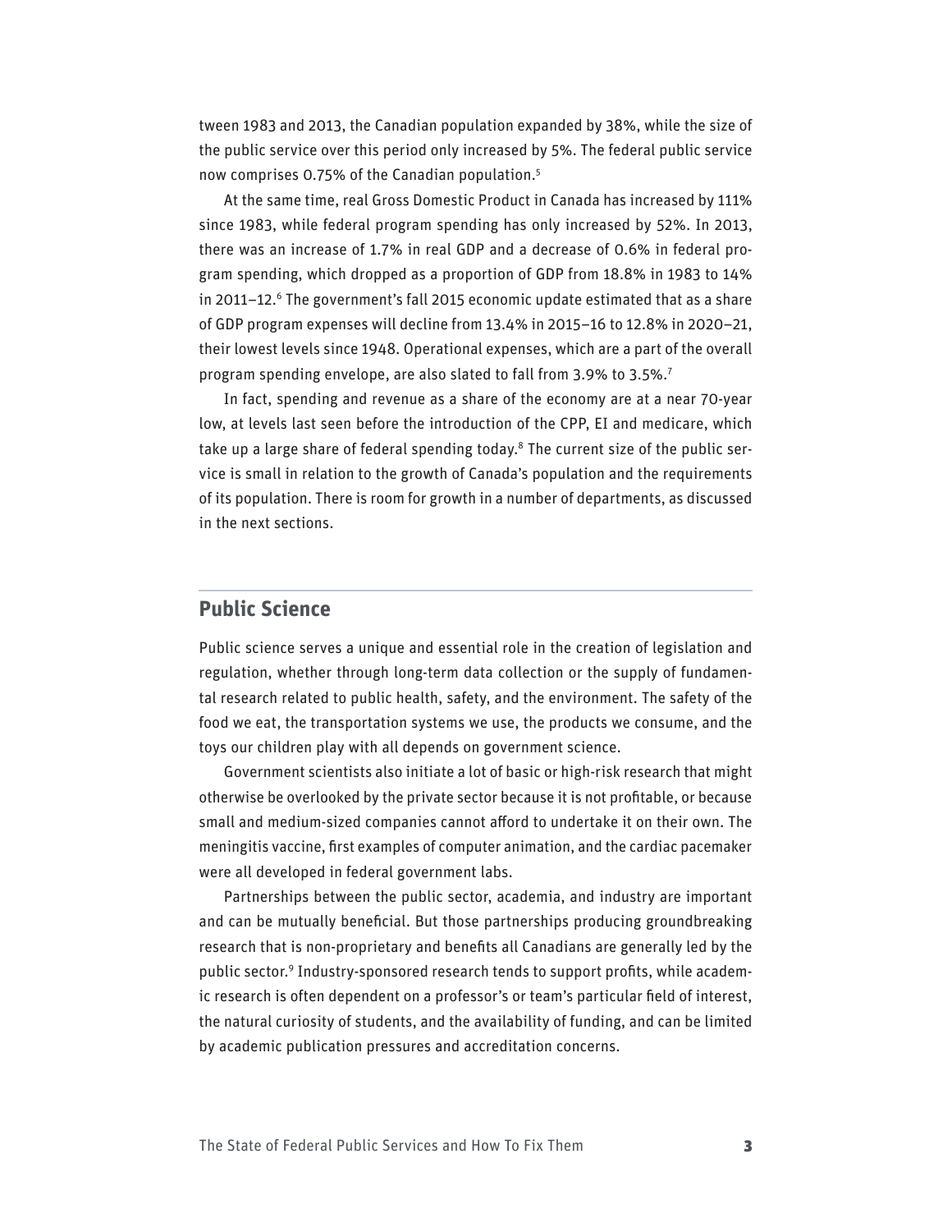tween 1983 and 2013, the Canadian population expanded by 38%, while the size of the public service over this period only increased by 5%. The federal public service now comprises 0.75% of the Canadian population.[5]

At the same time, real Gross Domestic Product in Canada has increased by 111% since 1983, while federal program spending has only increased by 52%. In 2013, there was an increase of 1.7% in real GDP and a decrease of 0.6% in federal program spending, which dropped as a proportion of GDP from 18.8% in 1983 to 14% in 2011–12.[6] The government's fall 2015 economic update estimated that as a share of GDP program expenses will decline from 13.4% in 2015–16 to 12.8% in 2020–21, their lowest levels since 1948. Operational expenses, which are a part of the overall program spending envelope, are also slated to fall from 3.9% to 3.5%.[7]

In fact, spending and revenue as a share of the economy are at a near 70-year low, at levels last seen before the introduction of the CPP, EI and medicare, which take up a large share of federal spending today.[8] The current size of the public service is small in relation to the growth of Canada's population and the requirements of its population. There is room for growth in a number of departments, as discussed in the next sections.

## Public Science

Public science serves a unique and essential role in the creation of legislation and regulation, whether through long-term data collection or the supply of fundamental research related to public health, safety, and the environment. The safety of the food we eat, the transportation systems we use, the products we consume, and the toys our children play with all depends on government science.

Government scientists also initiate a lot of basic or high-risk research that might otherwise be overlooked by the private sector because it is not profitable, or because small and medium-sized companies cannot afford to undertake it on their own. The meningitis vaccine, first examples of computer animation, and the cardiac pacemaker were all developed in federal government labs.

Partnerships between the public sector, academia, and industry are important and can be mutually beneficial. But those partnerships producing groundbreaking research that is non-proprietary and benefits all Canadians are generally led by the public sector.[9] Industry-sponsored research tends to support profits, while academic research is often dependent on a professor's or team's particular field of interest, the natural curiosity of students, and the availability of funding, and can be limited by academic publication pressures and accreditation concerns.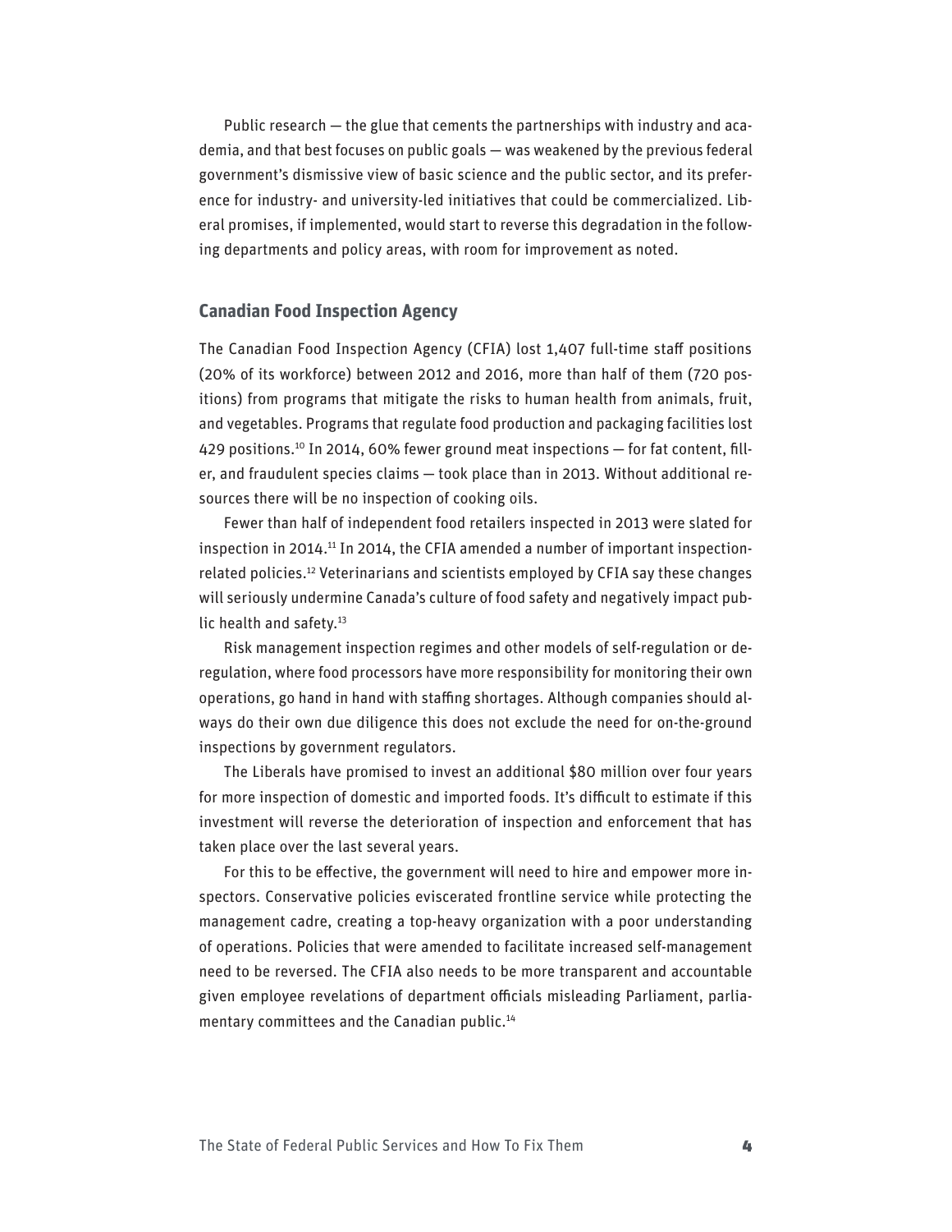Public research — the glue that cements the partnerships with industry and academia, and that best focuses on public goals — was weakened by the previous federal government's dismissive view of basic science and the public sector, and its preference for industry- and university-led initiatives that could be commercialized. Liberal promises, if implemented, would start to reverse this degradation in the following departments and policy areas, with room for improvement as noted.

## Canadian Food Inspection Agency

The Canadian Food Inspection Agency (CFIA) lost 1,407 full-time staff positions (20% of its workforce) between 2012 and 2016, more than half of them (720 positions) from programs that mitigate the risks to human health from animals, fruit, and vegetables. Programs that regulate food production and packaging facilities lost 429 positions.[10] In 2014, 60% fewer ground meat inspections — for fat content, filler, and fraudulent species claims — took place than in 2013. Without additional resources there will be no inspection of cooking oils.

Fewer than half of independent food retailers inspected in 2013 were slated for inspection in 2014.[11] In 2014, the CFIA amended a number of important inspection-related policies.[12] Veterinarians and scientists employed by CFIA say these changes will seriously undermine Canada's culture of food safety and negatively impact public health and safety.[13]

Risk management inspection regimes and other models of self-regulation or deregulation, where food processors have more responsibility for monitoring their own operations, go hand in hand with staffing shortages. Although companies should always do their own due diligence this does not exclude the need for on-the-ground inspections by government regulators.

The Liberals have promised to invest an additional $80 million over four years for more inspection of domestic and imported foods. It's difficult to estimate if this investment will reverse the deterioration of inspection and enforcement that has taken place over the last several years.

For this to be effective, the government will need to hire and empower more inspectors. Conservative policies eviscerated frontline service while protecting the management cadre, creating a top-heavy organization with a poor understanding of operations. Policies that were amended to facilitate increased self-management need to be reversed. The CFIA also needs to be more transparent and accountable given employee revelations of department officials misleading Parliament, parliamentary committees and the Canadian public.[14]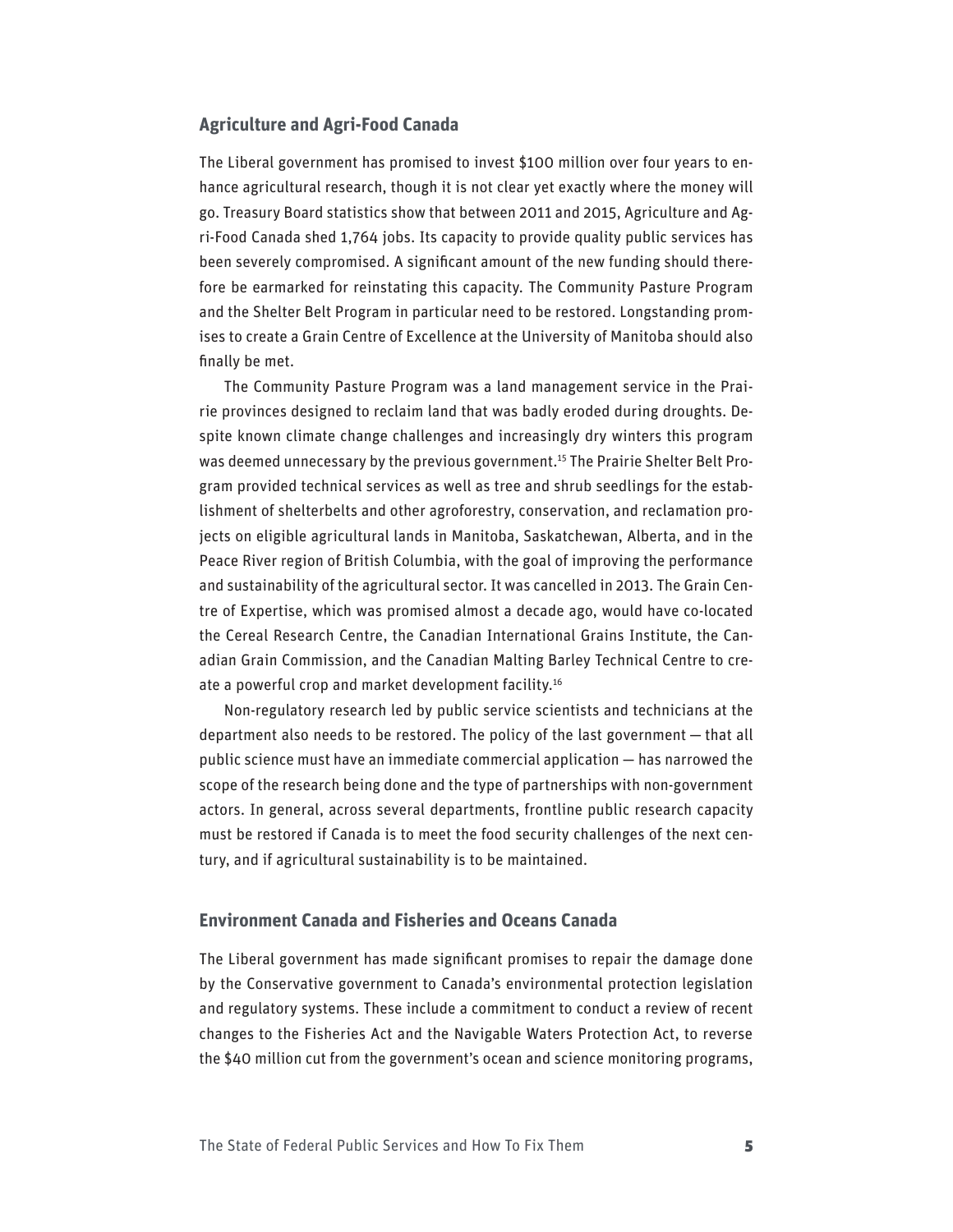## Agriculture and Agri-Food Canada

The Liberal government has promised to invest $100 million over four years to enhance agricultural research, though it is not clear yet exactly where the money will go. Treasury Board statistics show that between 2011 and 2015, Agriculture and Agri-Food Canada shed 1,764 jobs. Its capacity to provide quality public services has been severely compromised. A significant amount of the new funding should therefore be earmarked for reinstating this capacity. The Community Pasture Program and the Shelter Belt Program in particular need to be restored. Longstanding promises to create a Grain Centre of Excellence at the University of Manitoba should also finally be met.

The Community Pasture Program was a land management service in the Prairie provinces designed to reclaim land that was badly eroded during droughts. Despite known climate change challenges and increasingly dry winters this program was deemed unnecessary by the previous government.[15] The Prairie Shelter Belt Program provided technical services as well as tree and shrub seedlings for the establishment of shelterbelts and other agroforestry, conservation, and reclamation projects on eligible agricultural lands in Manitoba, Saskatchewan, Alberta, and in the Peace River region of British Columbia, with the goal of improving the performance and sustainability of the agricultural sector. It was cancelled in 2013. The Grain Centre of Expertise, which was promised almost a decade ago, would have co-located the Cereal Research Centre, the Canadian International Grains Institute, the Canadian Grain Commission, and the Canadian Malting Barley Technical Centre to create a powerful crop and market development facility.[16]

Non-regulatory research led by public service scientists and technicians at the department also needs to be restored. The policy of the last government — that all public science must have an immediate commercial application — has narrowed the scope of the research being done and the type of partnerships with non-government actors. In general, across several departments, frontline public research capacity must be restored if Canada is to meet the food security challenges of the next century, and if agricultural sustainability is to be maintained.

## Environment Canada and Fisheries and Oceans Canada

The Liberal government has made significant promises to repair the damage done by the Conservative government to Canada's environmental protection legislation and regulatory systems. These include a commitment to conduct a review of recent changes to the Fisheries Act and the Navigable Waters Protection Act, to reverse the $40 million cut from the government's ocean and science monitoring programs,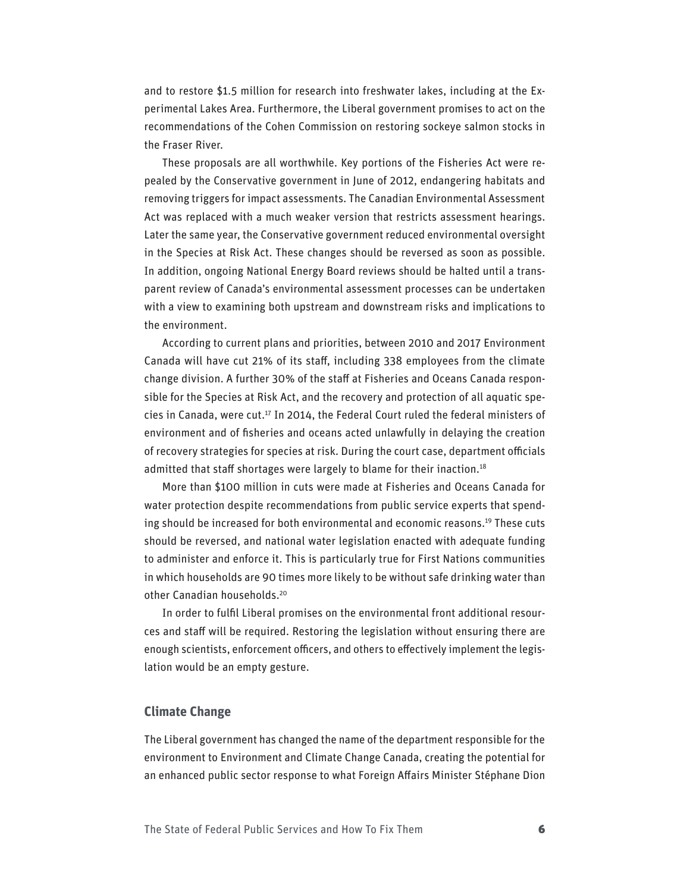and to restore $1.5 million for research into freshwater lakes, including at the Experimental Lakes Area. Furthermore, the Liberal government promises to act on the recommendations of the Cohen Commission on restoring sockeye salmon stocks in the Fraser River.

These proposals are all worthwhile. Key portions of the Fisheries Act were repealed by the Conservative government in June of 2012, endangering habitats and removing triggers for impact assessments. The Canadian Environmental Assessment Act was replaced with a much weaker version that restricts assessment hearings. Later the same year, the Conservative government reduced environmental oversight in the Species at Risk Act. These changes should be reversed as soon as possible. In addition, ongoing National Energy Board reviews should be halted until a transparent review of Canada's environmental assessment processes can be undertaken with a view to examining both upstream and downstream risks and implications to the environment.

According to current plans and priorities, between 2010 and 2017 Environment Canada will have cut 21% of its staff, including 338 employees from the climate change division. A further 30% of the staff at Fisheries and Oceans Canada responsible for the Species at Risk Act, and the recovery and protection of all aquatic species in Canada, were cut.[17] In 2014, the Federal Court ruled the federal ministers of environment and of fisheries and oceans acted unlawfully in delaying the creation of recovery strategies for species at risk. During the court case, department officials admitted that staff shortages were largely to blame for their inaction.[18]

More than $100 million in cuts were made at Fisheries and Oceans Canada for water protection despite recommendations from public service experts that spending should be increased for both environmental and economic reasons.[19] These cuts should be reversed, and national water legislation enacted with adequate funding to administer and enforce it. This is particularly true for First Nations communities in which households are 90 times more likely to be without safe drinking water than other Canadian households.[20]

In order to fulfil Liberal promises on the environmental front additional resources and staff will be required. Restoring the legislation without ensuring there are enough scientists, enforcement officers, and others to effectively implement the legislation would be an empty gesture.

## Climate Change

The Liberal government has changed the name of the department responsible for the environment to Environment and Climate Change Canada, creating the potential for an enhanced public sector response to what Foreign Affairs Minister Stéphane Dion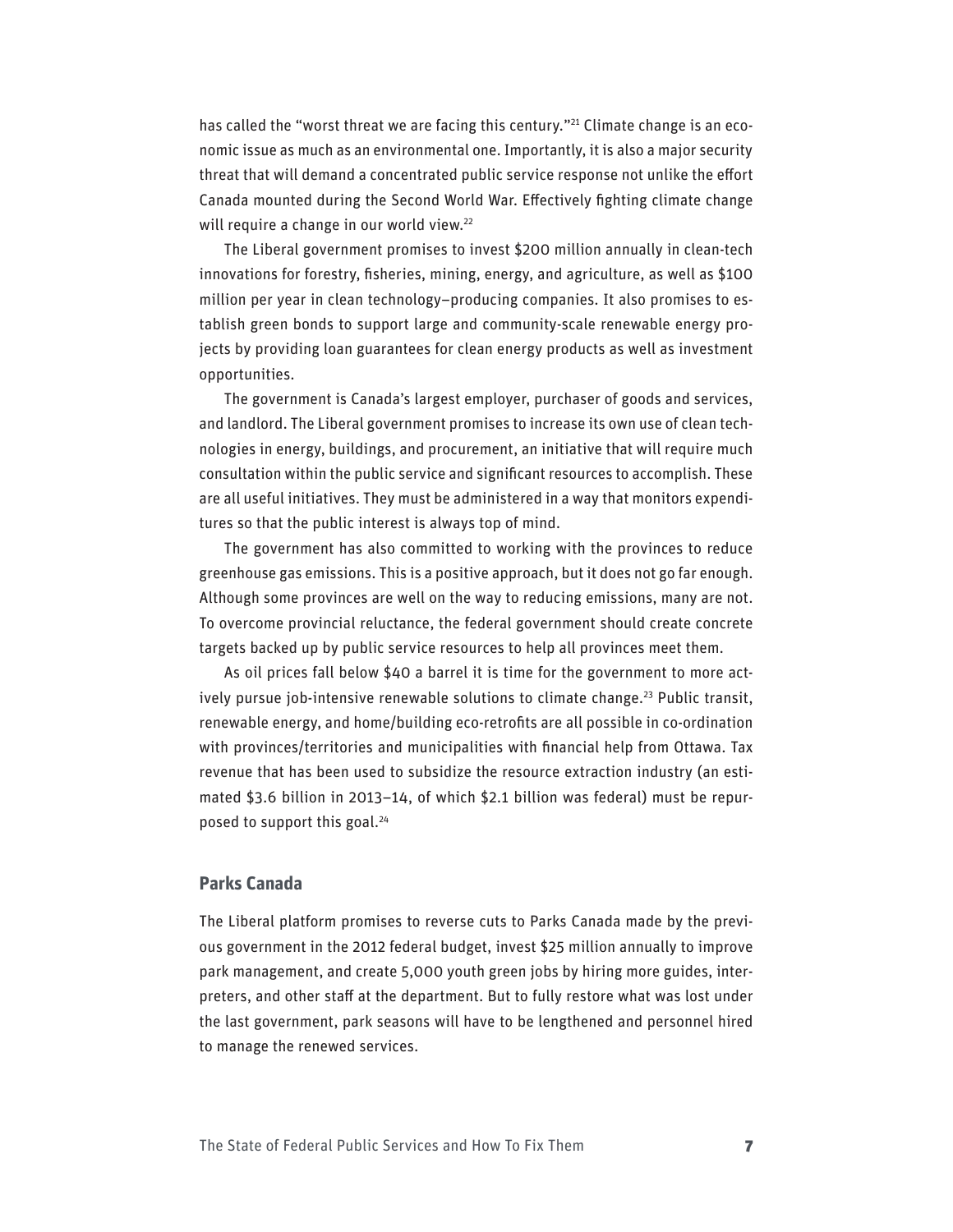has called the "worst threat we are facing this century."[21] Climate change is an economic issue as much as an environmental one. Importantly, it is also a major security threat that will demand a concentrated public service response not unlike the effort Canada mounted during the Second World War. Effectively fighting climate change will require a change in our world view.[22]

The Liberal government promises to invest $200 million annually in clean-tech innovations for forestry, fisheries, mining, energy, and agriculture, as well as $100 million per year in clean technology–producing companies. It also promises to establish green bonds to support large and community-scale renewable energy projects by providing loan guarantees for clean energy products as well as investment opportunities.

The government is Canada's largest employer, purchaser of goods and services, and landlord. The Liberal government promises to increase its own use of clean technologies in energy, buildings, and procurement, an initiative that will require much consultation within the public service and significant resources to accomplish. These are all useful initiatives. They must be administered in a way that monitors expenditures so that the public interest is always top of mind.

The government has also committed to working with the provinces to reduce greenhouse gas emissions. This is a positive approach, but it does not go far enough. Although some provinces are well on the way to reducing emissions, many are not. To overcome provincial reluctance, the federal government should create concrete targets backed up by public service resources to help all provinces meet them.

As oil prices fall below $40 a barrel it is time for the government to more actively pursue job-intensive renewable solutions to climate change.[23] Public transit, renewable energy, and home/building eco-retrofits are all possible in co-ordination with provinces/territories and municipalities with financial help from Ottawa. Tax revenue that has been used to subsidize the resource extraction industry (an estimated $3.6 billion in 2013–14, of which $2.1 billion was federal) must be repurposed to support this goal.[24]

## Parks Canada

The Liberal platform promises to reverse cuts to Parks Canada made by the previous government in the 2012 federal budget, invest $25 million annually to improve park management, and create 5,000 youth green jobs by hiring more guides, interpreters, and other staff at the department. But to fully restore what was lost under the last government, park seasons will have to be lengthened and personnel hired to manage the renewed services.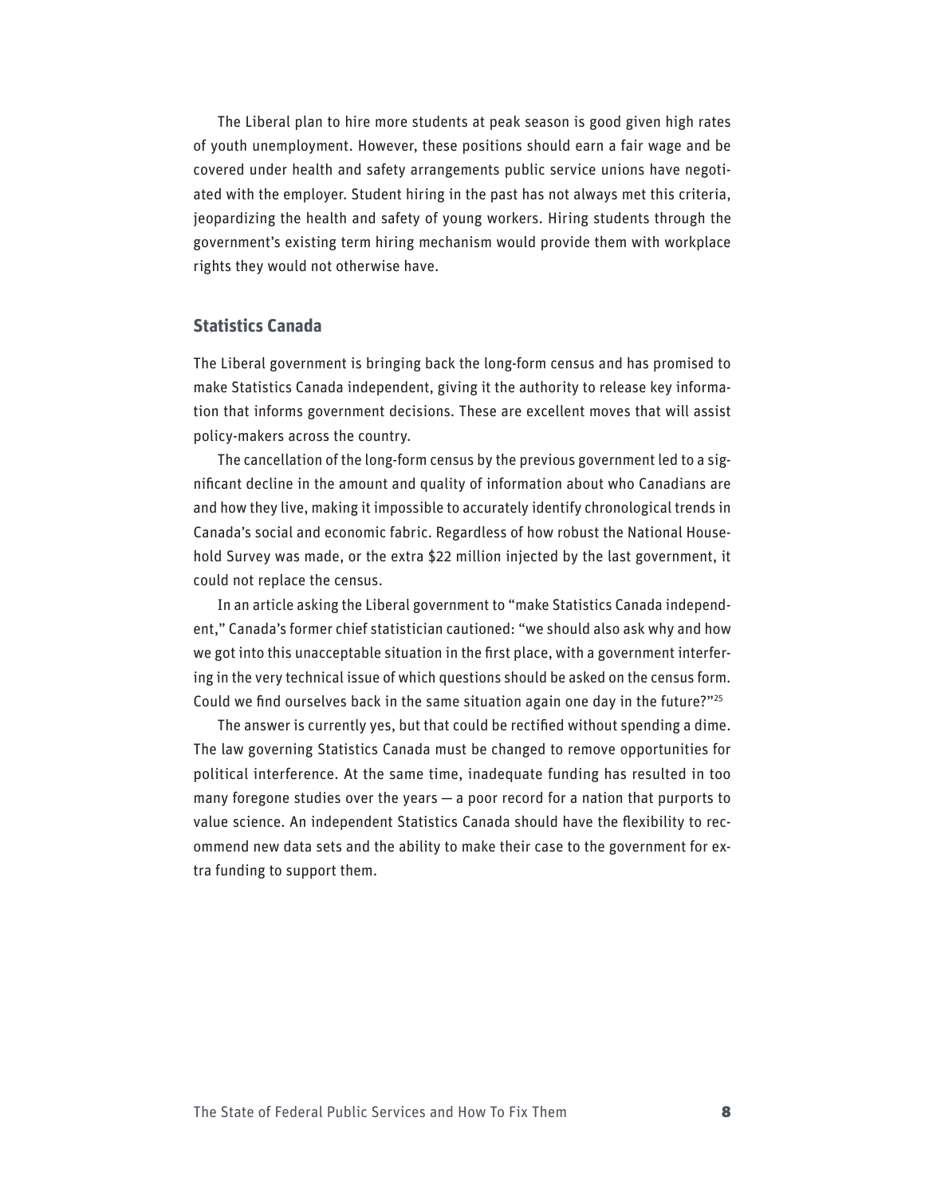The Liberal plan to hire more students at peak season is good given high rates of youth unemployment. However, these positions should earn a fair wage and be covered under health and safety arrangements public service unions have negotiated with the employer. Student hiring in the past has not always met this criteria, jeopardizing the health and safety of young workers. Hiring students through the government's existing term hiring mechanism would provide them with workplace rights they would not otherwise have.

## Statistics Canada

The Liberal government is bringing back the long-form census and has promised to make Statistics Canada independent, giving it the authority to release key information that informs government decisions. These are excellent moves that will assist policy-makers across the country.

The cancellation of the long-form census by the previous government led to a significant decline in the amount and quality of information about who Canadians are and how they live, making it impossible to accurately identify chronological trends in Canada's social and economic fabric. Regardless of how robust the National Household Survey was made, or the extra $22 million injected by the last government, it could not replace the census.

In an article asking the Liberal government to "make Statistics Canada independent," Canada's former chief statistician cautioned: "we should also ask why and how we got into this unacceptable situation in the first place, with a government interfering in the very technical issue of which questions should be asked on the census form. Could we find ourselves back in the same situation again one day in the future?"[25]

The answer is currently yes, but that could be rectified without spending a dime. The law governing Statistics Canada must be changed to remove opportunities for political interference. At the same time, inadequate funding has resulted in too many foregone studies over the years — a poor record for a nation that purports to value science. An independent Statistics Canada should have the flexibility to recommend new data sets and the ability to make their case to the government for extra funding to support them.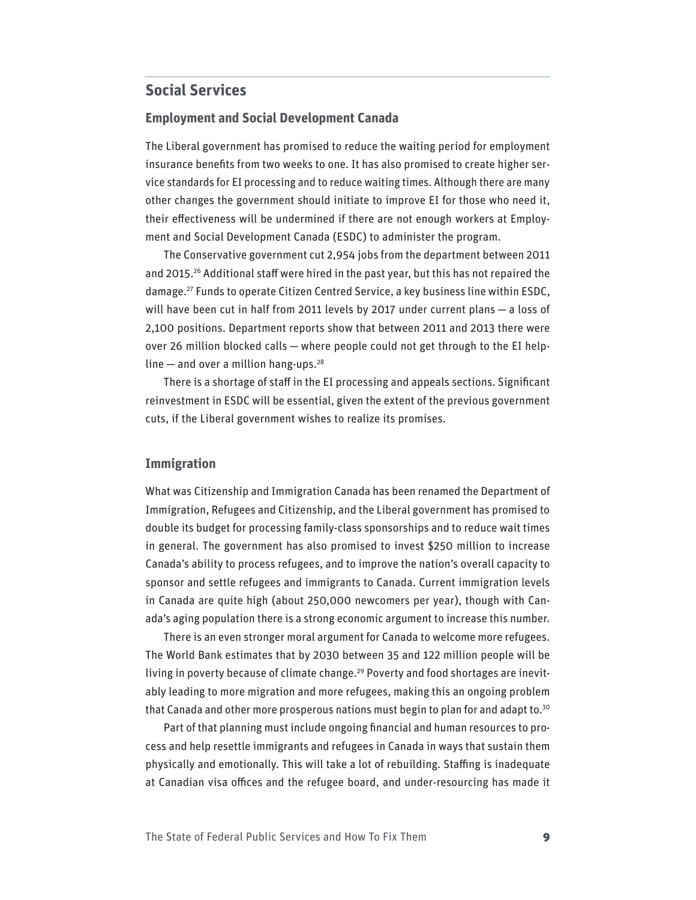## Social Services

### Employment and Social Development Canada

The Liberal government has promised to reduce the waiting period for employment insurance benefits from two weeks to one. It has also promised to create higher service standards for EI processing and to reduce waiting times. Although there are many other changes the government should initiate to improve EI for those who need it, their effectiveness will be undermined if there are not enough workers at Employment and Social Development Canada (ESDC) to administer the program.

The Conservative government cut 2,954 jobs from the department between 2011 and 2015.[26] Additional staff were hired in the past year, but this has not repaired the damage.[27] Funds to operate Citizen Centred Service, a key business line within ESDC, will have been cut in half from 2011 levels by 2017 under current plans — a loss of 2,100 positions. Department reports show that between 2011 and 2013 there were over 26 million blocked calls — where people could not get through to the EI helpline — and over a million hang-ups.[28]

There is a shortage of staff in the EI processing and appeals sections. Significant reinvestment in ESDC will be essential, given the extent of the previous government cuts, if the Liberal government wishes to realize its promises.

### Immigration

What was Citizenship and Immigration Canada has been renamed the Department of Immigration, Refugees and Citizenship, and the Liberal government has promised to double its budget for processing family-class sponsorships and to reduce wait times in general. The government has also promised to invest $250 million to increase Canada's ability to process refugees, and to improve the nation's overall capacity to sponsor and settle refugees and immigrants to Canada. Current immigration levels in Canada are quite high (about 250,000 newcomers per year), though with Canada's aging population there is a strong economic argument to increase this number.

There is an even stronger moral argument for Canada to welcome more refugees. The World Bank estimates that by 2030 between 35 and 122 million people will be living in poverty because of climate change.[29] Poverty and food shortages are inevitably leading to more migration and more refugees, making this an ongoing problem that Canada and other more prosperous nations must begin to plan for and adapt to.[30]

Part of that planning must include ongoing financial and human resources to process and help resettle immigrants and refugees in Canada in ways that sustain them physically and emotionally. This will take a lot of rebuilding. Staffing is inadequate at Canadian visa offices and the refugee board, and under-resourcing has made it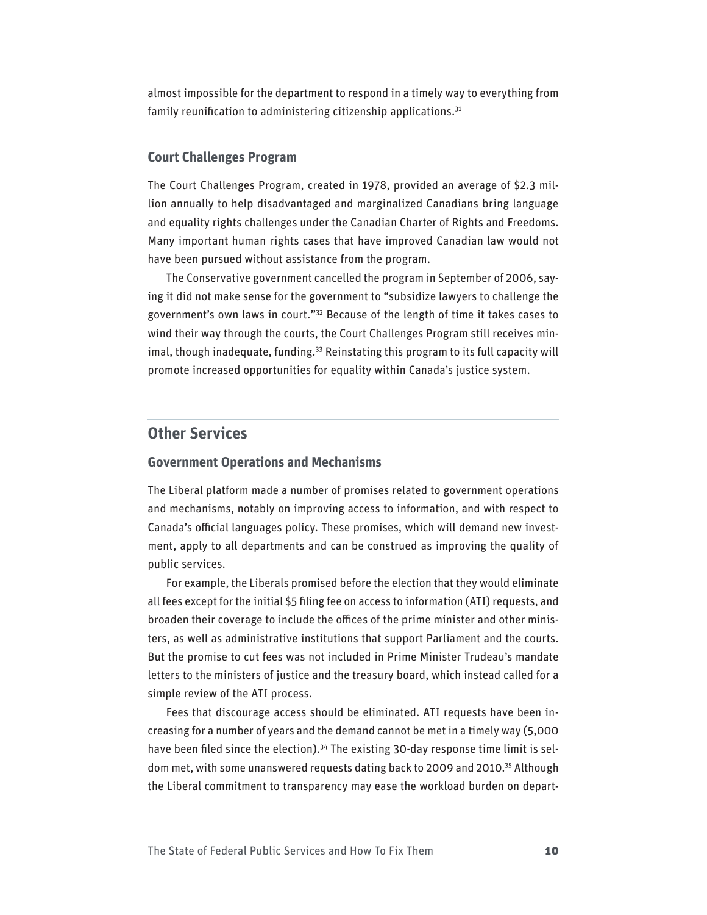almost impossible for the department to respond in a timely way to everything from family reunification to administering citizenship applications.[31]

### Court Challenges Program

The Court Challenges Program, created in 1978, provided an average of $2.3 million annually to help disadvantaged and marginalized Canadians bring language and equality rights challenges under the Canadian Charter of Rights and Freedoms. Many important human rights cases that have improved Canadian law would not have been pursued without assistance from the program.

The Conservative government cancelled the program in September of 2006, saying it did not make sense for the government to "subsidize lawyers to challenge the government's own laws in court."[32] Because of the length of time it takes cases to wind their way through the courts, the Court Challenges Program still receives minimal, though inadequate, funding.[33] Reinstating this program to its full capacity will promote increased opportunities for equality within Canada's justice system.

## Other Services

### Government Operations and Mechanisms

The Liberal platform made a number of promises related to government operations and mechanisms, notably on improving access to information, and with respect to Canada's official languages policy. These promises, which will demand new investment, apply to all departments and can be construed as improving the quality of public services.

For example, the Liberals promised before the election that they would eliminate all fees except for the initial $5 filing fee on access to information (ATI) requests, and broaden their coverage to include the offices of the prime minister and other ministers, as well as administrative institutions that support Parliament and the courts. But the promise to cut fees was not included in Prime Minister Trudeau's mandate letters to the ministers of justice and the treasury board, which instead called for a simple review of the ATI process.

Fees that discourage access should be eliminated. ATI requests have been increasing for a number of years and the demand cannot be met in a timely way (5,000 have been filed since the election).[34] The existing 30-day response time limit is seldom met, with some unanswered requests dating back to 2009 and 2010.[35] Although the Liberal commitment to transparency may ease the workload burden on depart-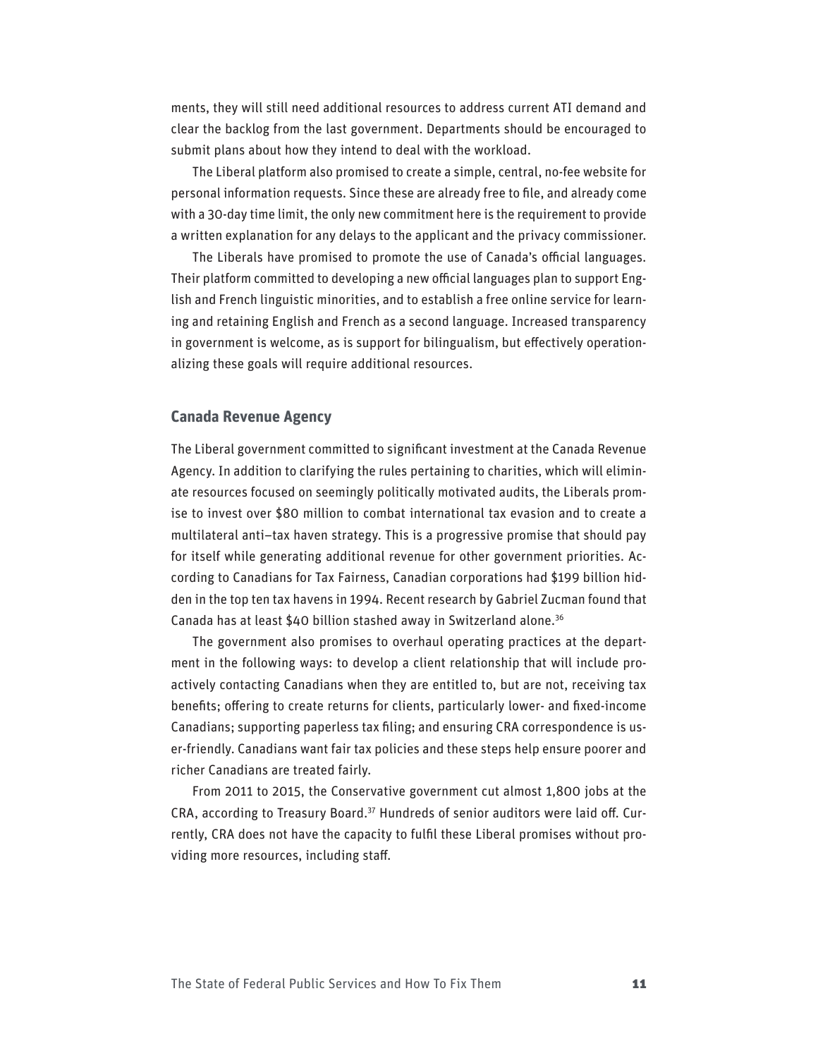ments, they will still need additional resources to address current ATI demand and clear the backlog from the last government. Departments should be encouraged to submit plans about how they intend to deal with the workload.

The Liberal platform also promised to create a simple, central, no-fee website for personal information requests. Since these are already free to file, and already come with a 30-day time limit, the only new commitment here is the requirement to provide a written explanation for any delays to the applicant and the privacy commissioner.

The Liberals have promised to promote the use of Canada's official languages. Their platform committed to developing a new official languages plan to support English and French linguistic minorities, and to establish a free online service for learning and retaining English and French as a second language. Increased transparency in government is welcome, as is support for bilingualism, but effectively operationalizing these goals will require additional resources.

### Canada Revenue Agency

The Liberal government committed to significant investment at the Canada Revenue Agency. In addition to clarifying the rules pertaining to charities, which will eliminate resources focused on seemingly politically motivated audits, the Liberals promise to invest over $80 million to combat international tax evasion and to create a multilateral anti–tax haven strategy. This is a progressive promise that should pay for itself while generating additional revenue for other government priorities. According to Canadians for Tax Fairness, Canadian corporations had $199 billion hidden in the top ten tax havens in 1994. Recent research by Gabriel Zucman found that Canada has at least $40 billion stashed away in Switzerland alone.[36]

The government also promises to overhaul operating practices at the department in the following ways: to develop a client relationship that will include proactively contacting Canadians when they are entitled to, but are not, receiving tax benefits; offering to create returns for clients, particularly lower- and fixed-income Canadians; supporting paperless tax filing; and ensuring CRA correspondence is user-friendly. Canadians want fair tax policies and these steps help ensure poorer and richer Canadians are treated fairly.

From 2011 to 2015, the Conservative government cut almost 1,800 jobs at the CRA, according to Treasury Board.[37] Hundreds of senior auditors were laid off. Currently, CRA does not have the capacity to fulfil these Liberal promises without providing more resources, including staff.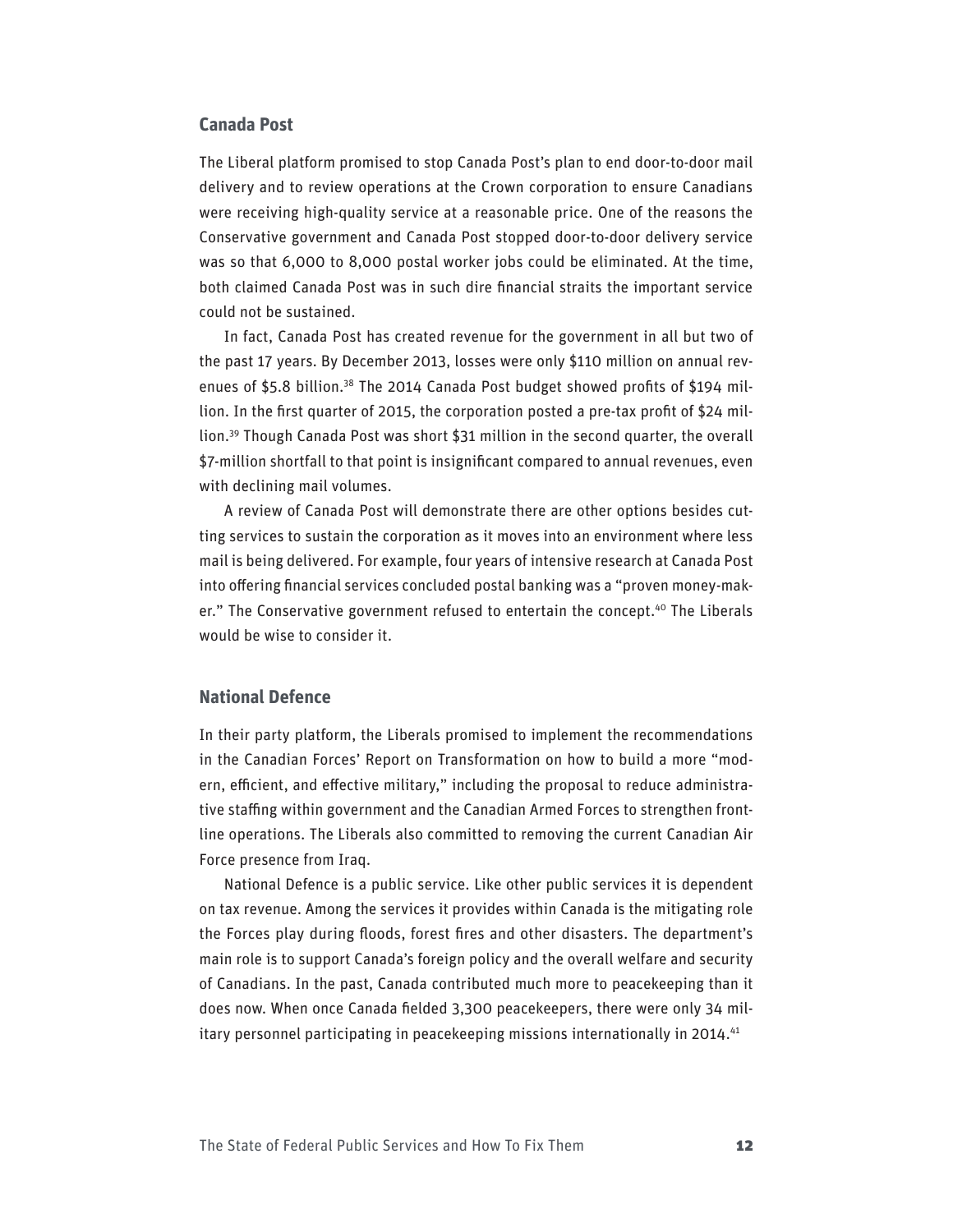## Canada Post

The Liberal platform promised to stop Canada Post's plan to end door-to-door mail delivery and to review operations at the Crown corporation to ensure Canadians were receiving high-quality service at a reasonable price. One of the reasons the Conservative government and Canada Post stopped door-to-door delivery service was so that 6,000 to 8,000 postal worker jobs could be eliminated. At the time, both claimed Canada Post was in such dire financial straits the important service could not be sustained.

In fact, Canada Post has created revenue for the government in all but two of the past 17 years. By December 2013, losses were only $110 million on annual revenues of $5.8 billion.[38] The 2014 Canada Post budget showed profits of $194 million. In the first quarter of 2015, the corporation posted a pre-tax profit of $24 million.[39] Though Canada Post was short $31 million in the second quarter, the overall $7-million shortfall to that point is insignificant compared to annual revenues, even with declining mail volumes.

A review of Canada Post will demonstrate there are other options besides cutting services to sustain the corporation as it moves into an environment where less mail is being delivered. For example, four years of intensive research at Canada Post into offering financial services concluded postal banking was a "proven money-maker." The Conservative government refused to entertain the concept.[40] The Liberals would be wise to consider it.

## National Defence

In their party platform, the Liberals promised to implement the recommendations in the Canadian Forces' Report on Transformation on how to build a more "modern, efficient, and effective military," including the proposal to reduce administrative staffing within government and the Canadian Armed Forces to strengthen frontline operations. The Liberals also committed to removing the current Canadian Air Force presence from Iraq.

National Defence is a public service. Like other public services it is dependent on tax revenue. Among the services it provides within Canada is the mitigating role the Forces play during floods, forest fires and other disasters. The department's main role is to support Canada's foreign policy and the overall welfare and security of Canadians. In the past, Canada contributed much more to peacekeeping than it does now. When once Canada fielded 3,300 peacekeepers, there were only 34 military personnel participating in peacekeeping missions internationally in 2014.[41]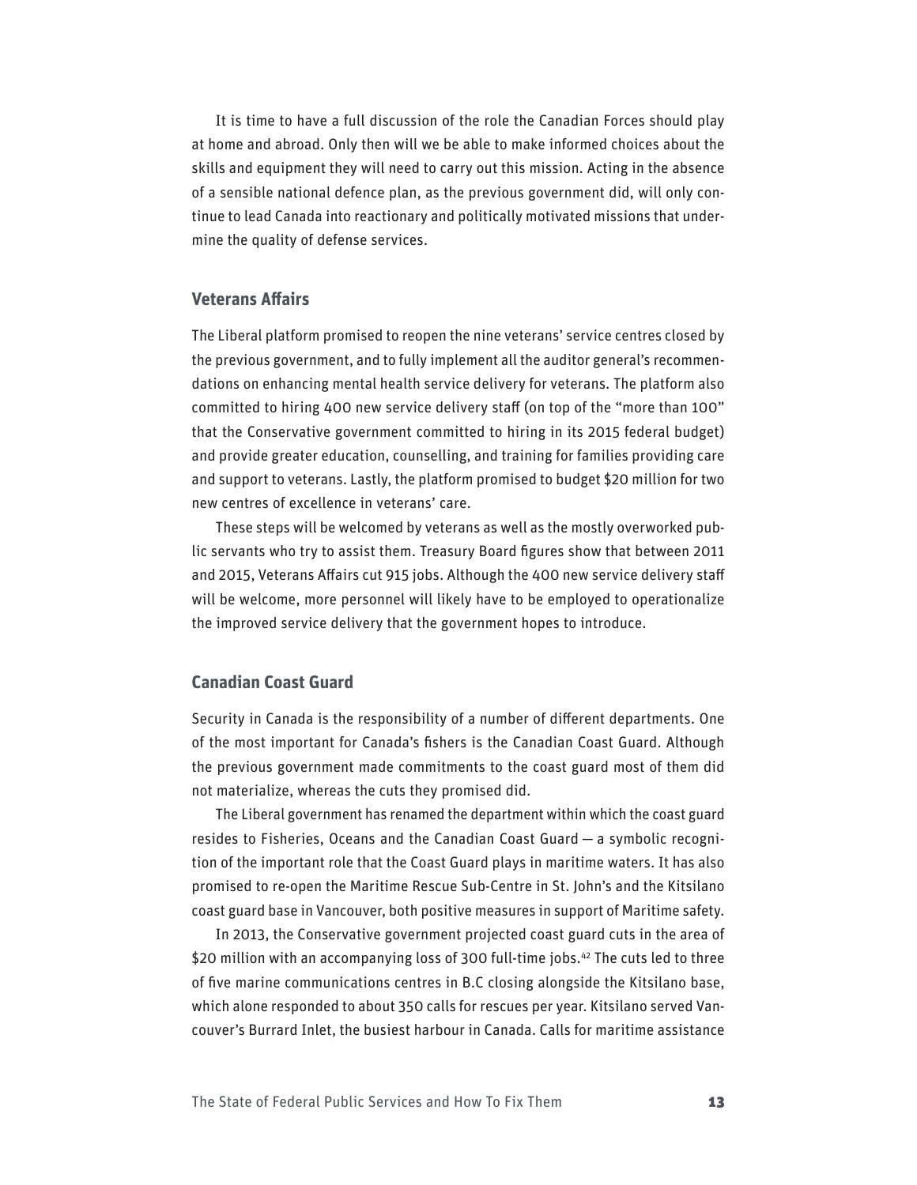It is time to have a full discussion of the role the Canadian Forces should play at home and abroad. Only then will we be able to make informed choices about the skills and equipment they will need to carry out this mission. Acting in the absence of a sensible national defence plan, as the previous government did, will only continue to lead Canada into reactionary and politically motivated missions that undermine the quality of defense services.

## Veterans Affairs

The Liberal platform promised to reopen the nine veterans' service centres closed by the previous government, and to fully implement all the auditor general's recommendations on enhancing mental health service delivery for veterans. The platform also committed to hiring 400 new service delivery staff (on top of the "more than 100" that the Conservative government committed to hiring in its 2015 federal budget) and provide greater education, counselling, and training for families providing care and support to veterans. Lastly, the platform promised to budget $20 million for two new centres of excellence in veterans' care.

These steps will be welcomed by veterans as well as the mostly overworked public servants who try to assist them. Treasury Board figures show that between 2011 and 2015, Veterans Affairs cut 915 jobs. Although the 400 new service delivery staff will be welcome, more personnel will likely have to be employed to operationalize the improved service delivery that the government hopes to introduce.

## Canadian Coast Guard

Security in Canada is the responsibility of a number of different departments. One of the most important for Canada's fishers is the Canadian Coast Guard. Although the previous government made commitments to the coast guard most of them did not materialize, whereas the cuts they promised did.

The Liberal government has renamed the department within which the coast guard resides to Fisheries, Oceans and the Canadian Coast Guard — a symbolic recognition of the important role that the Coast Guard plays in maritime waters. It has also promised to re-open the Maritime Rescue Sub-Centre in St. John's and the Kitsilano coast guard base in Vancouver, both positive measures in support of Maritime safety.

In 2013, the Conservative government projected coast guard cuts in the area of $20 million with an accompanying loss of 300 full-time jobs.[42] The cuts led to three of five marine communications centres in B.C closing alongside the Kitsilano base, which alone responded to about 350 calls for rescues per year. Kitsilano served Vancouver's Burrard Inlet, the busiest harbour in Canada. Calls for maritime assistance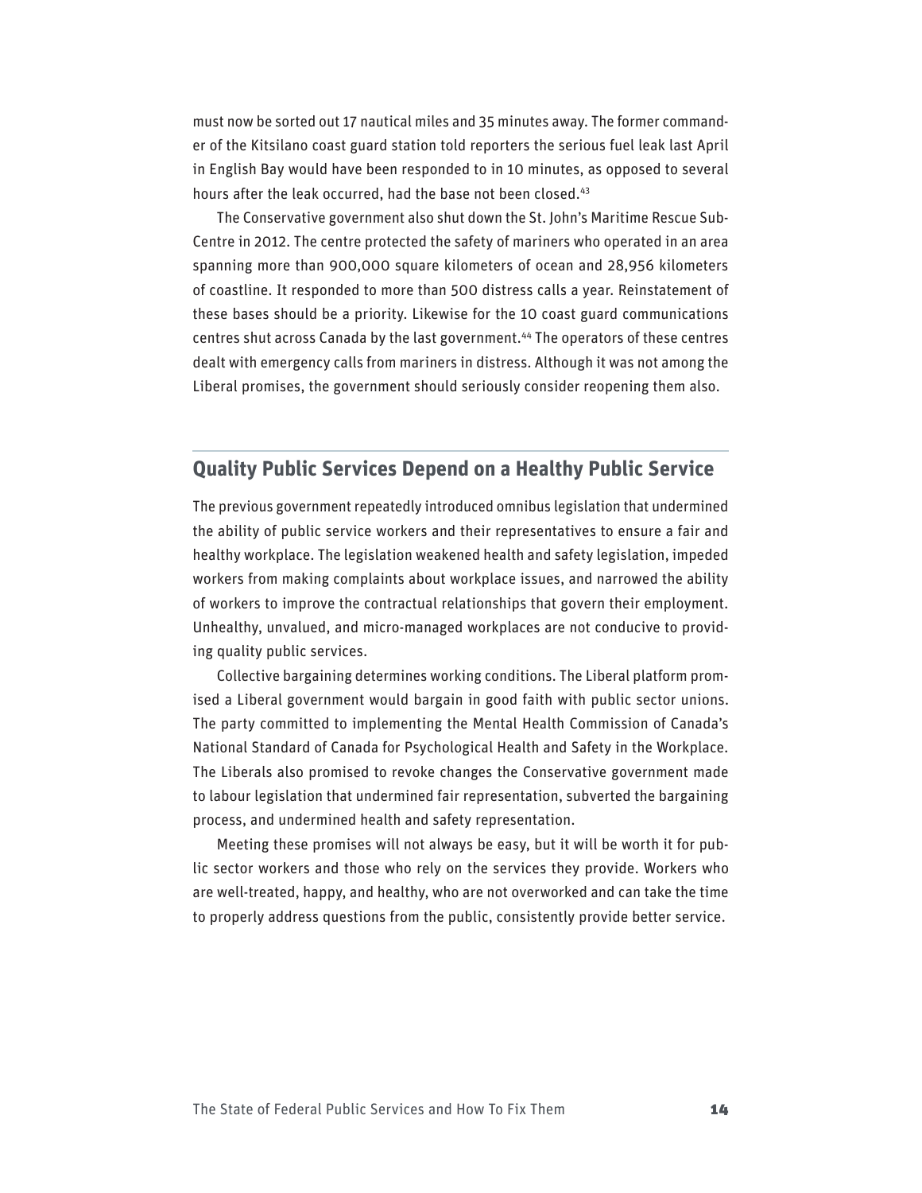must now be sorted out 17 nautical miles and 35 minutes away. The former commander of the Kitsilano coast guard station told reporters the serious fuel leak last April in English Bay would have been responded to in 10 minutes, as opposed to several hours after the leak occurred, had the base not been closed.[43]

The Conservative government also shut down the St. John's Maritime Rescue Sub-Centre in 2012. The centre protected the safety of mariners who operated in an area spanning more than 900,000 square kilometers of ocean and 28,956 kilometers of coastline. It responded to more than 500 distress calls a year. Reinstatement of these bases should be a priority. Likewise for the 10 coast guard communications centres shut across Canada by the last government.[44] The operators of these centres dealt with emergency calls from mariners in distress. Although it was not among the Liberal promises, the government should seriously consider reopening them also.

## Quality Public Services Depend on a Healthy Public Service

The previous government repeatedly introduced omnibus legislation that undermined the ability of public service workers and their representatives to ensure a fair and healthy workplace. The legislation weakened health and safety legislation, impeded workers from making complaints about workplace issues, and narrowed the ability of workers to improve the contractual relationships that govern their employment. Unhealthy, unvalued, and micro-managed workplaces are not conducive to providing quality public services.

Collective bargaining determines working conditions. The Liberal platform promised a Liberal government would bargain in good faith with public sector unions. The party committed to implementing the Mental Health Commission of Canada's National Standard of Canada for Psychological Health and Safety in the Workplace. The Liberals also promised to revoke changes the Conservative government made to labour legislation that undermined fair representation, subverted the bargaining process, and undermined health and safety representation.

Meeting these promises will not always be easy, but it will be worth it for public sector workers and those who rely on the services they provide. Workers who are well-treated, happy, and healthy, who are not overworked and can take the time to properly address questions from the public, consistently provide better service.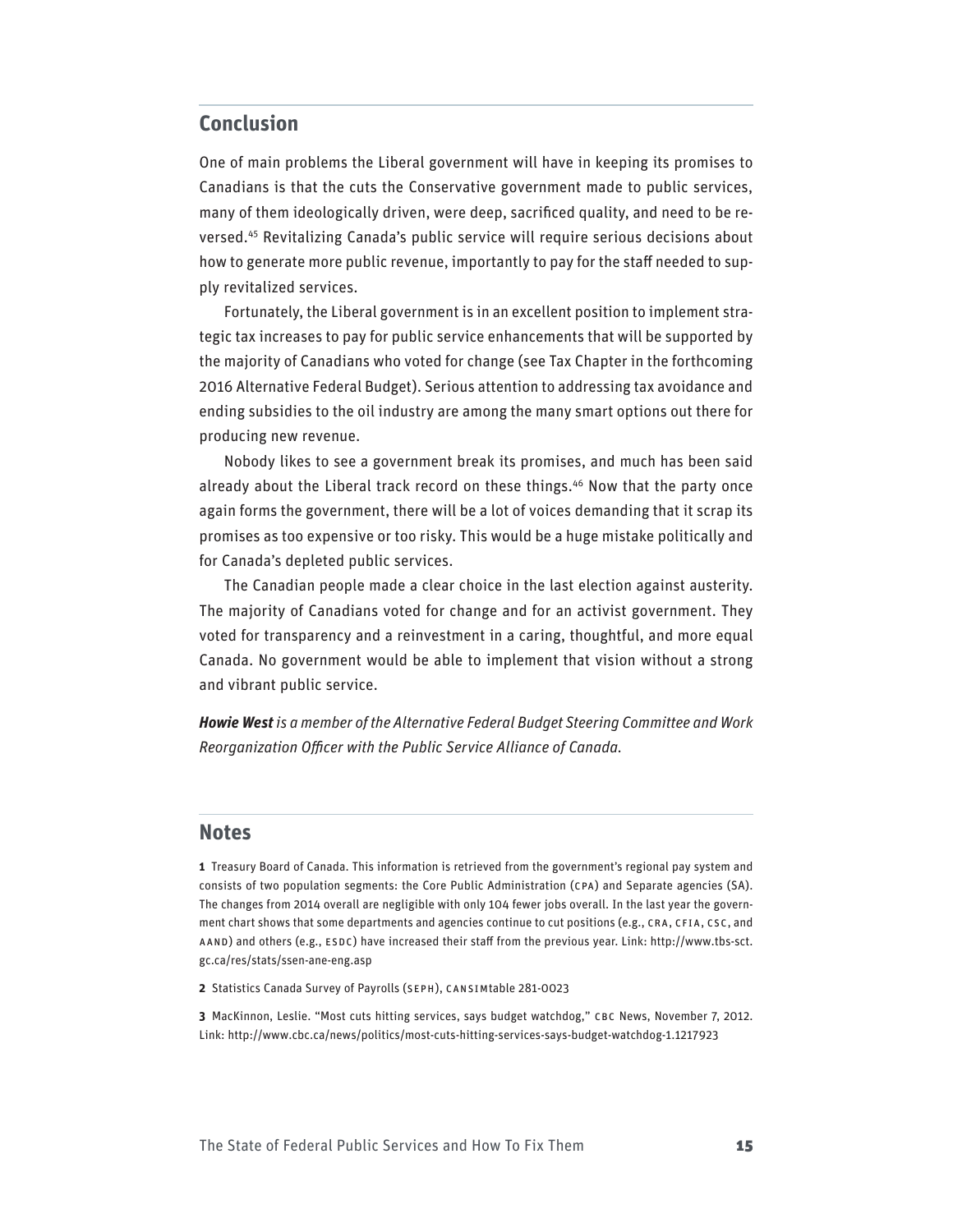## Conclusion

One of main problems the Liberal government will have in keeping its promises to Canadians is that the cuts the Conservative government made to public services, many of them ideologically driven, were deep, sacrificed quality, and need to be reversed.[45] Revitalizing Canada's public service will require serious decisions about how to generate more public revenue, importantly to pay for the staff needed to supply revitalized services.

Fortunately, the Liberal government is in an excellent position to implement strategic tax increases to pay for public service enhancements that will be supported by the majority of Canadians who voted for change (see Tax Chapter in the forthcoming 2016 Alternative Federal Budget). Serious attention to addressing tax avoidance and ending subsidies to the oil industry are among the many smart options out there for producing new revenue.

Nobody likes to see a government break its promises, and much has been said already about the Liberal track record on these things.[46] Now that the party once again forms the government, there will be a lot of voices demanding that it scrap its promises as too expensive or too risky. This would be a huge mistake politically and for Canada's depleted public services.

The Canadian people made a clear choice in the last election against austerity. The majority of Canadians voted for change and for an activist government. They voted for transparency and a reinvestment in a caring, thoughtful, and more equal Canada. No government would be able to implement that vision without a strong and vibrant public service.

***Howie West*** *is a member of the Alternative Federal Budget Steering Committee and Work Reorganization Officer with the Public Service Alliance of Canada.*

## Notes

**1** Treasury Board of Canada. This information is retrieved from the government's regional pay system and consists of two population segments: the Core Public Administration (CPA) and Separate agencies (SA). The changes from 2014 overall are negligible with only 104 fewer jobs overall. In the last year the government chart shows that some departments and agencies continue to cut positions (e.g., CRA, CFIA, CSC, and AAND) and others (e.g., ESDC) have increased their staff from the previous year. Link: http://www.tbs-sct.gc.ca/res/stats/ssen-ane-eng.asp

**2** Statistics Canada Survey of Payrolls (SEPH), CANSIMtable 281-0023

**3** MacKinnon, Leslie. "Most cuts hitting services, says budget watchdog," CBC News, November 7, 2012. Link: http://www.cbc.ca/news/politics/most-cuts-hitting-services-says-budget-watchdog-1.1217923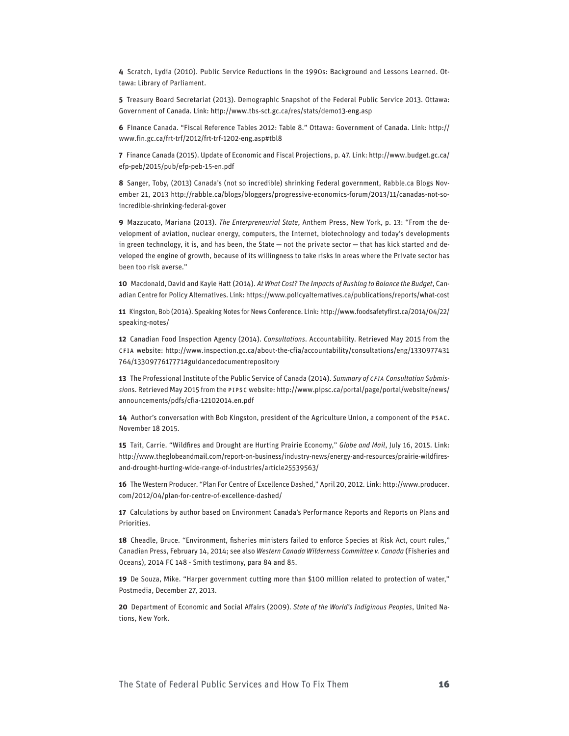**4** Scratch, Lydia (2010). Public Service Reductions in the 1990s: Background and Lessons Learned. Ottawa: Library of Parliament.

**5** Treasury Board Secretariat (2013). Demographic Snapshot of the Federal Public Service 2013. Ottawa: Government of Canada. Link: http://www.tbs-sct.gc.ca/res/stats/demo13-eng.asp

**6** Finance Canada. "Fiscal Reference Tables 2012: Table 8." Ottawa: Government of Canada. Link: http://www.fin.gc.ca/frt-trf/2012/frt-trf-1202-eng.asp#tbl8

**7** Finance Canada (2015). Update of Economic and Fiscal Projections, p. 47. Link: http://www.budget.gc.ca/efp-peb/2015/pub/efp-peb-15-en.pdf

**8** Sanger, Toby, (2013) Canada's (not so incredible) shrinking Federal government, Rabble.ca Blogs November 21, 2013 http://rabble.ca/blogs/bloggers/progressive-economics-forum/2013/11/canadas-not-so-incredible-shrinking-federal-gover

**9** Mazzucato, Mariana (2013). *The Enterpreneurial State*, Anthem Press, New York, p. 13: "From the development of aviation, nuclear energy, computers, the Internet, biotechnology and today's developments in green technology, it is, and has been, the State — not the private sector — that has kick started and developed the engine of growth, because of its willingness to take risks in areas where the Private sector has been too risk averse."

**10** Macdonald, David and Kayle Hatt (2014). *At What Cost? The Impacts of Rushing to Balance the Budget*, Canadian Centre for Policy Alternatives. Link: https://www.policyalternatives.ca/publications/reports/what-cost

**11** Kingston, Bob (2014). Speaking Notes for News Conference. Link: http://www.foodsafetyfirst.ca/2014/04/22/speaking-notes/

**12** Canadian Food Inspection Agency (2014). *Consultations*. Accountability. Retrieved May 2015 from the CFIA website: http://www.inspection.gc.ca/about-the-cfia/accountability/consultations/eng/1330977431764/1330977617771#guidancedocumentrepository

**13** The Professional Institute of the Public Service of Canada (2014). *Summary of CFIA Consultation Submission*s. Retrieved May 2015 from the PIPSC website: http://www.pipsc.ca/portal/page/portal/website/news/announcements/pdfs/cfia-12102014.en.pdf

**14** Author's conversation with Bob Kingston, president of the Agriculture Union, a component of the PSAC. November 18 2015.

**15** Tait, Carrie. "Wildfires and Drought are Hurting Prairie Economy," *Globe and Mail*, July 16, 2015. Link: http://www.theglobeandmail.com/report-on-business/industry-news/energy-and-resources/prairie-wildfires-and-drought-hurting-wide-range-of-industries/article25539563/

**16** The Western Producer. "Plan For Centre of Excellence Dashed," April 20, 2012. Link: http://www.producer.com/2012/04/plan-for-centre-of-excellence-dashed/

**17** Calculations by author based on Environment Canada's Performance Reports and Reports on Plans and Priorities.

**18** Cheadle, Bruce. "Environment, fisheries ministers failed to enforce Species at Risk Act, court rules," Canadian Press, February 14, 2014; see also *Western Canada Wilderness Committee v. Canada* (Fisheries and Oceans), 2014 FC 148 - Smith testimony, para 84 and 85.

**19** De Souza, Mike. "Harper government cutting more than $100 million related to protection of water," Postmedia, December 27, 2013.

**20** Department of Economic and Social Affairs (2009). *State of the World's Indiginous Peoples*, United Nations, New York.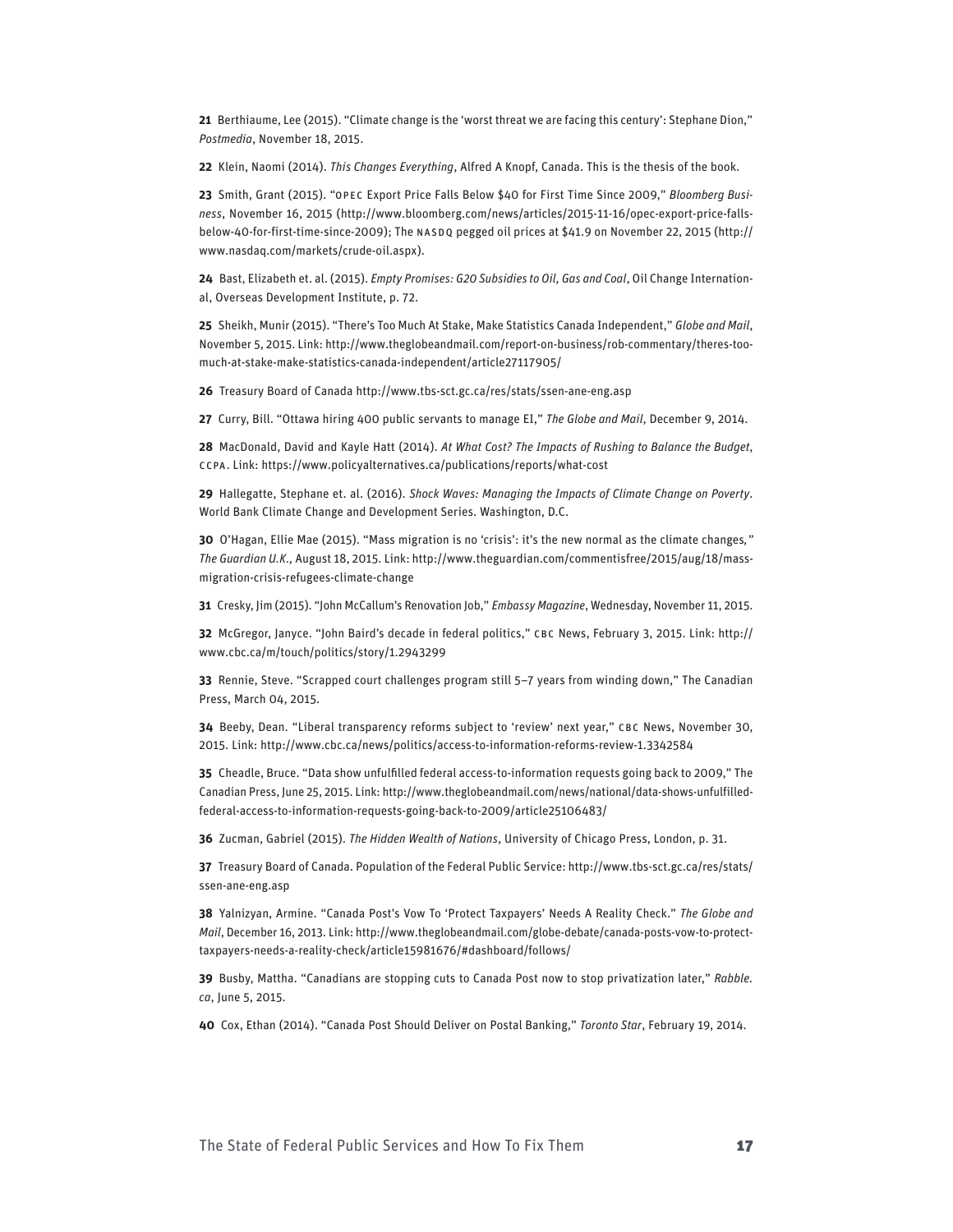**21** Berthiaume, Lee (2015). "Climate change is the 'worst threat we are facing this century': Stephane Dion," *Postmedia*, November 18, 2015.

**22** Klein, Naomi (2014). *This Changes Everything*, Alfred A Knopf, Canada. This is the thesis of the book.

**23** Smith, Grant (2015). "OPEC Export Price Falls Below $40 for First Time Since 2009," *Bloomberg Business*, November 16, 2015 (http://www.bloomberg.com/news/articles/2015-11-16/opec-export-price-falls-below-40-for-first-time-since-2009); The NASDQ pegged oil prices at $41.9 on November 22, 2015 (http://www.nasdaq.com/markets/crude-oil.aspx).

**24** Bast, Elizabeth et. al. (2015). *Empty Promises: G20 Subsidies to Oil, Gas and Coal*, Oil Change International, Overseas Development Institute, p. 72.

**25** Sheikh, Munir (2015). "There's Too Much At Stake, Make Statistics Canada Independent," *Globe and Mail*, November 5, 2015. Link: http://www.theglobeandmail.com/report-on-business/rob-commentary/theres-too-much-at-stake-make-statistics-canada-independent/article27117905/

**26** Treasury Board of Canada http://www.tbs-sct.gc.ca/res/stats/ssen-ane-eng.asp

**27** Curry, Bill. "Ottawa hiring 400 public servants to manage EI," *The Globe and Mail*, December 9, 2014.

**28** MacDonald, David and Kayle Hatt (2014). *At What Cost? The Impacts of Rushing to Balance the Budget*, CCPA. Link: https://www.policyalternatives.ca/publications/reports/what-cost

**29** Hallegatte, Stephane et. al. (2016). *Shock Waves: Managing the Impacts of Climate Change on Poverty*. World Bank Climate Change and Development Series. Washington, D.C.

**30** O'Hagan, Ellie Mae (2015). "Mass migration is no 'crisis': it's the new normal as the climate changes," *The Guardian U.K.,* August 18, 2015. Link: http://www.theguardian.com/commentisfree/2015/aug/18/mass-migration-crisis-refugees-climate-change

**31** Cresky, Jim (2015). "John McCallum's Renovation Job," *Embassy Magazine*, Wednesday, November 11, 2015.

**32** McGregor, Janyce. "John Baird's decade in federal politics," CBC News, February 3, 2015. Link: http://www.cbc.ca/m/touch/politics/story/1.2943299

**33** Rennie, Steve. "Scrapped court challenges program still 5–7 years from winding down," The Canadian Press, March 04, 2015.

**34** Beeby, Dean. "Liberal transparency reforms subject to 'review' next year," CBC News, November 30, 2015. Link: http://www.cbc.ca/news/politics/access-to-information-reforms-review-1.3342584

**35** Cheadle, Bruce. "Data show unfulfilled federal access-to-information requests going back to 2009," The Canadian Press, June 25, 2015. Link: http://www.theglobeandmail.com/news/national/data-shows-unfulfilled-federal-access-to-information-requests-going-back-to-2009/article25106483/

**36** Zucman, Gabriel (2015). *The Hidden Wealth of Nations*, University of Chicago Press, London, p. 31.

**37** Treasury Board of Canada. Population of the Federal Public Service: http://www.tbs-sct.gc.ca/res/stats/ssen-ane-eng.asp

**38** Yalnizyan, Armine. "Canada Post's Vow To 'Protect Taxpayers' Needs A Reality Check." *The Globe and Mail*, December 16, 2013. Link: http://www.theglobeandmail.com/globe-debate/canada-posts-vow-to-protect-taxpayers-needs-a-reality-check/article15981676/#dashboard/follows/

**39** Busby, Mattha. "Canadians are stopping cuts to Canada Post now to stop privatization later," *Rabble.ca*, June 5, 2015.

**40** Cox, Ethan (2014). "Canada Post Should Deliver on Postal Banking," *Toronto Star*, February 19, 2014.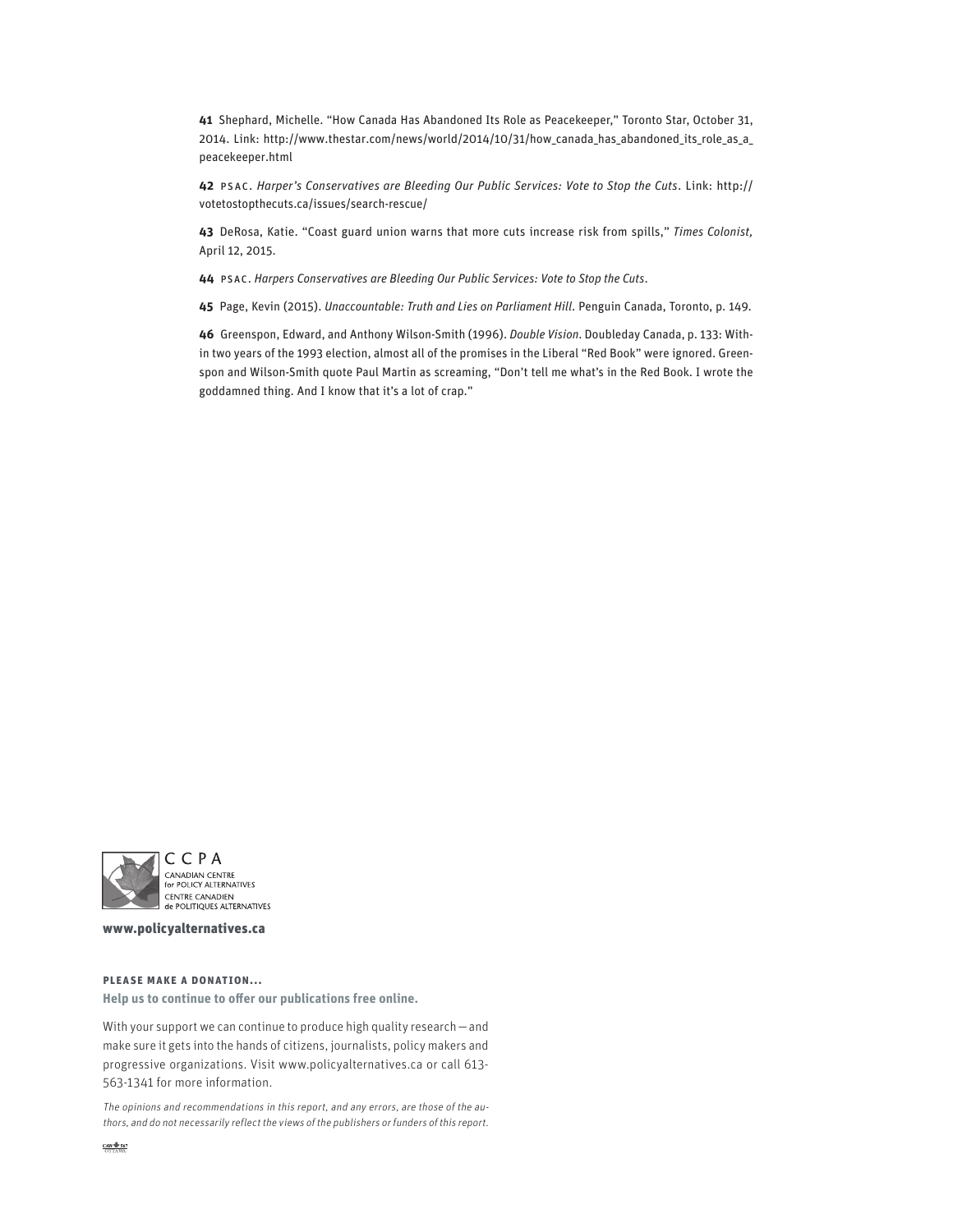**41** Shephard, Michelle. "How Canada Has Abandoned Its Role as Peacekeeper," Toronto Star, October 31, 2014. Link: http://www.thestar.com/news/world/2014/10/31/how_canada_has_abandoned_its_role_as_a_peacekeeper.html

**42** PSAC. *Harper's Conservatives are Bleeding Our Public Services: Vote to Stop the Cuts*. Link: http://votetostopthecuts.ca/issues/search-rescue/

**43** DeRosa, Katie. "Coast guard union warns that more cuts increase risk from spills," *Times Colonist,* April 12, 2015.

**44** PSAC. *Harpers Conservatives are Bleeding Our Public Services: Vote to Stop the Cuts*.

**45** Page, Kevin (2015). *Unaccountable: Truth and Lies on Parliament Hill*. Penguin Canada, Toronto, p. 149.

**46** Greenspon, Edward, and Anthony Wilson-Smith (1996). *Double Vision*. Doubleday Canada, p. 133: Within two years of the 1993 election, almost all of the promises in the Liberal "Red Book" were ignored. Greenspon and Wilson-Smith quote Paul Martin as screaming, "Don't tell me what's in the Red Book. I wrote the goddamned thing. And I know that it's a lot of crap."

CCPA
CANADIAN CENTRE for POLICY ALTERNATIVES
CENTRE CANADIEN de POLITIQUES ALTERNATIVES

**www.policyalternatives.ca**

**PLEASE MAKE A DONATION...**

**Help us to continue to offer our publications free online.**

With your support we can continue to produce high quality research—and make sure it gets into the hands of citizens, journalists, policy makers and progressive organizations. Visit www.policyalternatives.ca or call 613-563-1341 for more information.

*The opinions and recommendations in this report, and any errors, are those of the authors, and do not necessarily reflect the views of the publishers or funders of this report.*